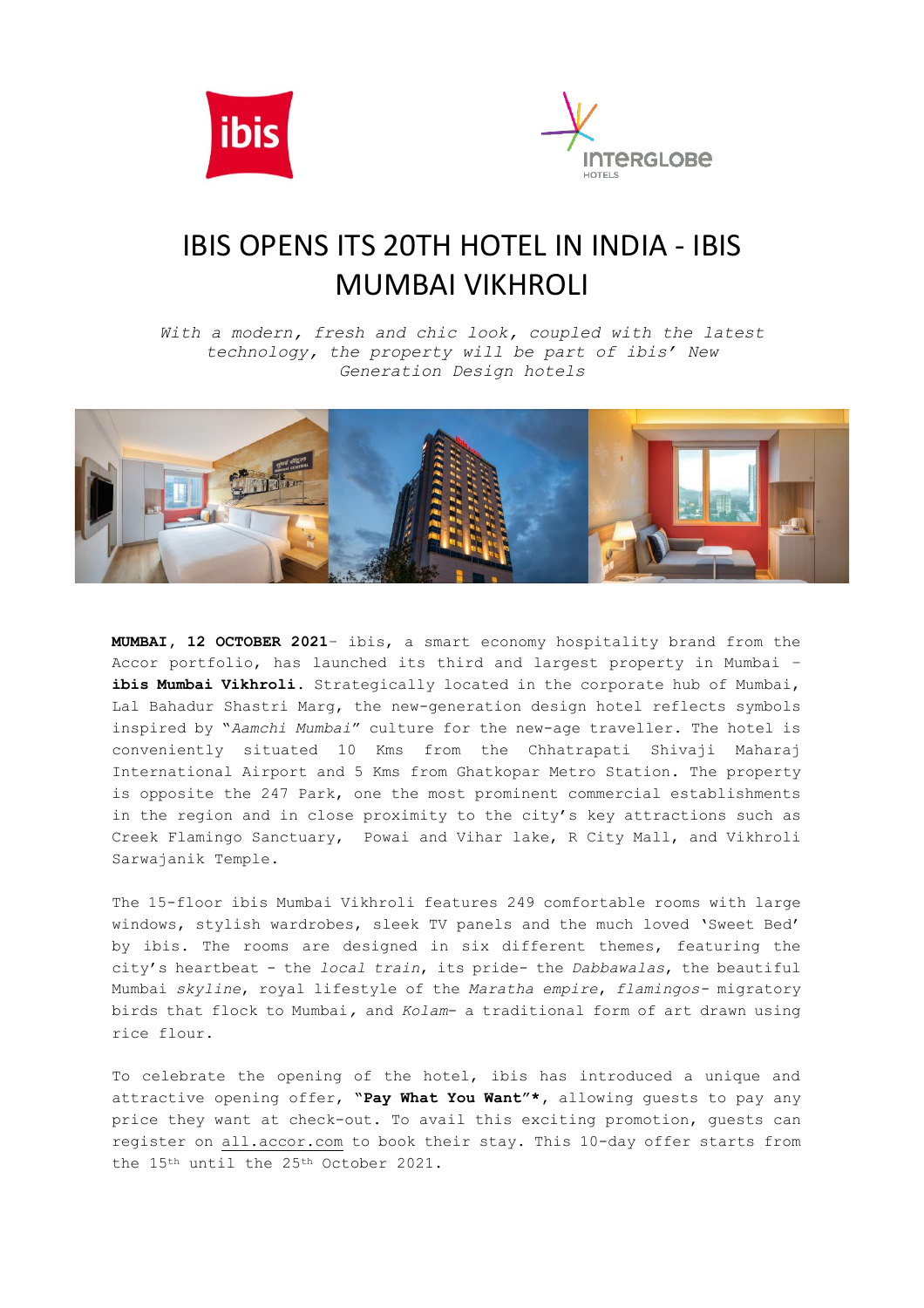# IBIS OPENS ITS 20TH HOTEL IN INDIA - IBIS MUMBAI VIKHROLI

*With a modern, fresh and chic look, coupled with the latest technology, the property will be part of ibis' New Generation Design hotels*

**MUMBAI, 12 OCTOBER 2021**- ibis, a smart economy hospitality brand from the Accor portfolio, has launched its third and largest property in Mumbai – **ibis Mumbai Vikhroli**. Strategically located in the corporate hub of Mumbai, Lal Bahadur Shastri Marg, the new-generation design hotel reflects symbols inspired by "*Aamchi Mumbai*" culture for the new-age traveller. The hotel is conveniently situated 10 Kms from the Chhatrapati Shivaji Maharaj International Airport and 5 Kms from Ghatkopar Metro Station. The property is opposite the 247 Park, one the most prominent commercial establishments in the region and in close proximity to the city's key attractions such as Creek Flamingo Sanctuary, Powai and Vihar lake, R City Mall, and Vikhroli Sarwajanik Temple.

The 15-floor ibis Mumbai Vikhroli features 249 comfortable rooms with large windows, stylish wardrobes, sleek TV panels and the much loved 'Sweet Bed' by ibis. The rooms are designed in six different themes, featuring the city's heartbeat - the *local train*, its pride- the *Dabbawalas*, the beautiful Mumbai *skyline*, royal lifestyle of the *Maratha empire*, *flamingos*- migratory birds that flock to Mumbai, and *Kolam*- a traditional form of art drawn using rice flour.

To celebrate the opening of the hotel, ibis has introduced a unique and attractive opening offer, **"Pay What You Want"\***, allowing guests to pay any price they want at check-out. To avail this exciting promotion, guests can register on all.accor.com to book their stay. This 10-day offer starts from the 15th until the 25th October 2021.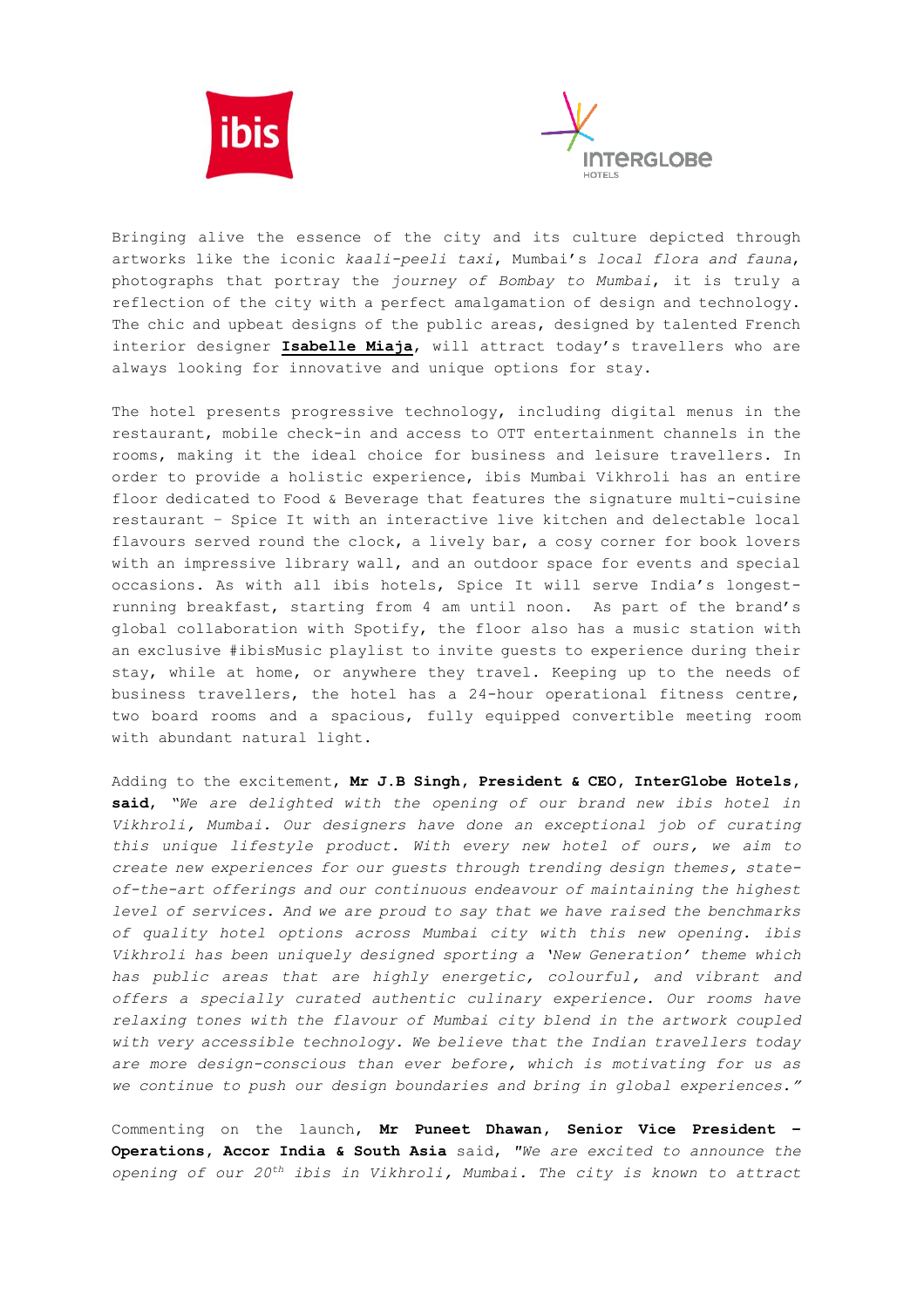Bringing alive the essence of the city and its culture depicted through artworks like the iconic *kaali-peeli taxi*, Mumbai's *local flora and fauna*, photographs that portray the *journey of Bombay to Mumbai*, it is truly a reflection of the city with a perfect amalgamation of design and technology. The chic and upbeat designs of the public areas, designed by talented French interior designer **Isabelle Miaja**, will attract today's travellers who are always looking for innovative and unique options for stay.

The hotel presents progressive technology, including digital menus in the restaurant, mobile check-in and access to OTT entertainment channels in the rooms, making it the ideal choice for business and leisure travellers. In order to provide a holistic experience, ibis Mumbai Vikhroli has an entire floor dedicated to Food & Beverage that features the signature multi-cuisine restaurant – Spice It with an interactive live kitchen and delectable local flavours served round the clock, a lively bar, a cosy corner for book lovers with an impressive library wall, and an outdoor space for events and special occasions. As with all ibis hotels, Spice It will serve India's longest-running breakfast, starting from 4 am until noon. As part of the brand's global collaboration with Spotify, the floor also has a music station with an exclusive #ibisMusic playlist to invite guests to experience during their stay, while at home, or anywhere they travel. Keeping up to the needs of business travellers, the hotel has a 24-hour operational fitness centre, two board rooms and a spacious, fully equipped convertible meeting room with abundant natural light.

Adding to the excitement, **Mr J.B Singh, President & CEO, InterGlobe Hotels, said**, *"We are delighted with the opening of our brand new ibis hotel in Vikhroli, Mumbai. Our designers have done an exceptional job of curating this unique lifestyle product. With every new hotel of ours, we aim to create new experiences for our guests through trending design themes, state-of-the-art offerings and our continuous endeavour of maintaining the highest level of services. And we are proud to say that we have raised the benchmarks of quality hotel options across Mumbai city with this new opening. ibis Vikhroli has been uniquely designed sporting a 'New Generation' theme which has public areas that are highly energetic, colourful, and vibrant and offers a specially curated authentic culinary experience. Our rooms have relaxing tones with the flavour of Mumbai city blend in the artwork coupled with very accessible technology. We believe that the Indian travellers today are more design-conscious than ever before, which is motivating for us as we continue to push our design boundaries and bring in global experiences."*

Commenting on the launch, **Mr Puneet Dhawan, Senior Vice President – Operations, Accor India & South Asia** said, *"We are excited to announce the opening of our 20th ibis in Vikhroli, Mumbai. The city is known to attract*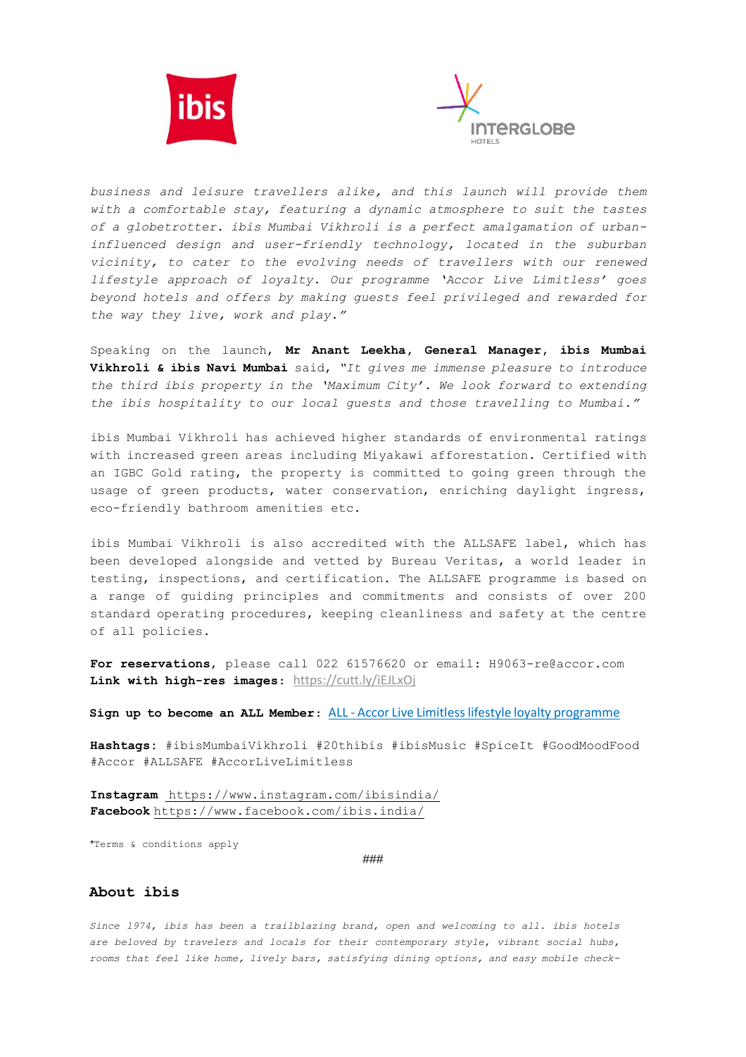*business and leisure travellers alike, and this launch will provide them with a comfortable stay, featuring a dynamic atmosphere to suit the tastes of a globetrotter. ibis Mumbai Vikhroli is a perfect amalgamation of urban-influenced design and user-friendly technology, located in the suburban vicinity, to cater to the evolving needs of travellers with our renewed lifestyle approach of loyalty. Our programme 'Accor Live Limitless' goes beyond hotels and offers by making guests feel privileged and rewarded for the way they live, work and play."*

Speaking on the launch, **Mr Anant Leekha, General Manager, ibis Mumbai Vikhroli & ibis Navi Mumbai** said, *"It gives me immense pleasure to introduce the third ibis property in the 'Maximum City'. We look forward to extending the ibis hospitality to our local guests and those travelling to Mumbai."*

ibis Mumbai Vikhroli has achieved higher standards of environmental ratings with increased green areas including Miyakawi afforestation. Certified with an IGBC Gold rating, the property is committed to going green through the usage of green products, water conservation, enriching daylight ingress, eco-friendly bathroom amenities etc.

ibis Mumbai Vikhroli is also accredited with the ALLSAFE label, which has been developed alongside and vetted by Bureau Veritas, a world leader in testing, inspections, and certification. The ALLSAFE programme is based on a range of guiding principles and commitments and consists of over 200 standard operating procedures, keeping cleanliness and safety at the centre of all policies.

**For reservations**, please call 022 61576620 or email: H9063-re@accor.com
**Link with high-res images**: https://cutt.ly/iEJLxOj

**Sign up to become an ALL Member**: ALL - Accor Live Limitless lifestyle loyalty programme

**Hashtags**: #ibisMumbaiVikhroli #20thibis #ibisMusic #SpiceIt #GoodMoodFood #Accor #ALLSAFE #AccorLiveLimitless

**Instagram** https://www.instagram.com/ibisindia/
**Facebook** https://www.facebook.com/ibis.india/

*Terms & conditions apply

###

## About ibis

*Since 1974, ibis has been a trailblazing brand, open and welcoming to all. ibis hotels are beloved by travelers and locals for their contemporary style, vibrant social hubs, rooms that feel like home, lively bars, satisfying dining options, and easy mobile check-*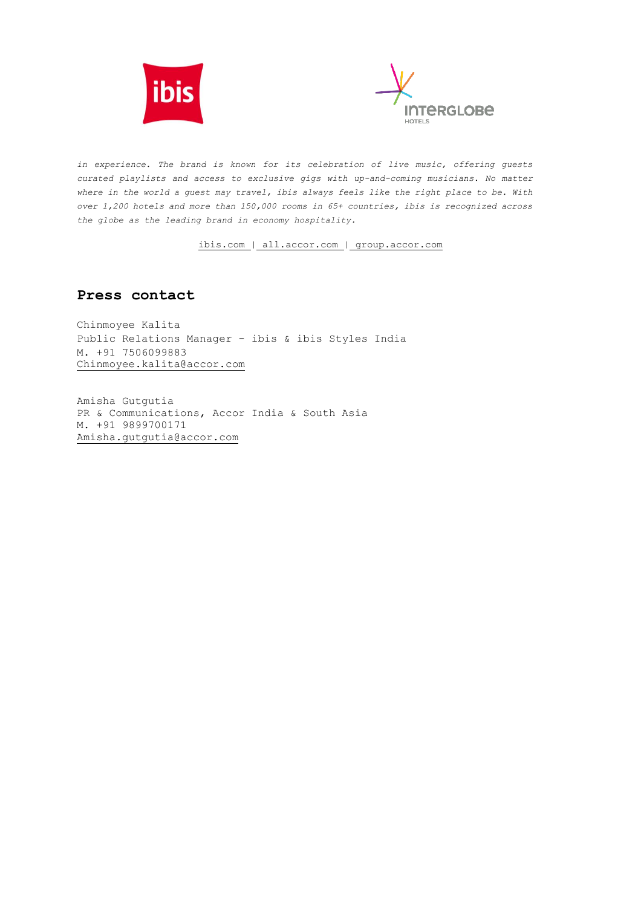*in experience. The brand is known for its celebration of live music, offering guests curated playlists and access to exclusive gigs with up-and-coming musicians. No matter where in the world a guest may travel, ibis always feels like the right place to be. With over 1,200 hotels and more than 150,000 rooms in 65+ countries, ibis is recognized across the globe as the leading brand in economy hospitality.*

ibis.com | all.accor.com | group.accor.com

## Press contact

Chinmoyee Kalita
Public Relations Manager - ibis & ibis Styles India
M. +91 7506099883
Chinmoyee.kalita@accor.com

Amisha Gutgutia
PR & Communications, Accor India & South Asia
M. +91 9899700171
Amisha.gutgutia@accor.com